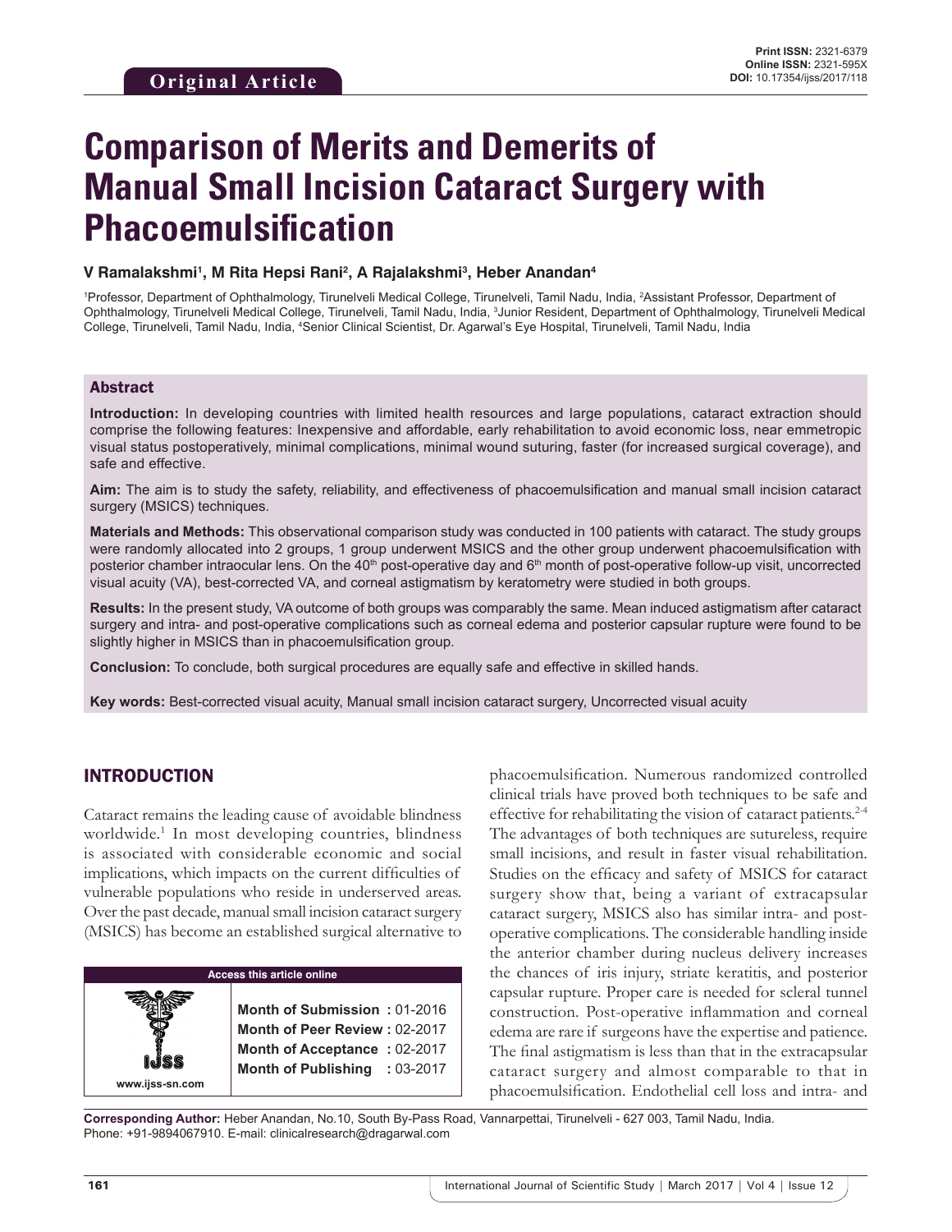Original Article

# Comparison of Merits and Demerits of Manual Small Incision Cataract Surgery with Phacoemulsification

**V Ramalakshmi[1], M Rita Hepsi Rani[2], A Rajalakshmi[3], Heber Anandan[4]**

[1]Professor, Department of Ophthalmology, Tirunelveli Medical College, Tirunelveli, Tamil Nadu, India, [2]Assistant Professor, Department of Ophthalmology, Tirunelveli Medical College, Tirunelveli, Tamil Nadu, India, [3]Junior Resident, Department of Ophthalmology, Tirunelveli Medical College, Tirunelveli, Tamil Nadu, India, [4]Senior Clinical Scientist, Dr. Agarwal's Eye Hospital, Tirunelveli, Tamil Nadu, India

## Abstract

**Introduction:** In developing countries with limited health resources and large populations, cataract extraction should comprise the following features: Inexpensive and affordable, early rehabilitation to avoid economic loss, near emmetropic visual status postoperatively, minimal complications, minimal wound suturing, faster (for increased surgical coverage), and safe and effective.

**Aim:** The aim is to study the safety, reliability, and effectiveness of phacoemulsification and manual small incision cataract surgery (MSICS) techniques.

**Materials and Methods:** This observational comparison study was conducted in 100 patients with cataract. The study groups were randomly allocated into 2 groups, 1 group underwent MSICS and the other group underwent phacoemulsification with posterior chamber intraocular lens. On the 40th post-operative day and 6th month of post-operative follow-up visit, uncorrected visual acuity (VA), best-corrected VA, and corneal astigmatism by keratometry were studied in both groups.

**Results:** In the present study, VA outcome of both groups was comparably the same. Mean induced astigmatism after cataract surgery and intra- and post-operative complications such as corneal edema and posterior capsular rupture were found to be slightly higher in MSICS than in phacoemulsification group.

**Conclusion:** To conclude, both surgical procedures are equally safe and effective in skilled hands.

**Key words:** Best-corrected visual acuity, Manual small incision cataract surgery, Uncorrected visual acuity

## INTRODUCTION

Cataract remains the leading cause of avoidable blindness worldwide.[1] In most developing countries, blindness is associated with considerable economic and social implications, which impacts on the current difficulties of vulnerable populations who reside in underserved areas. Over the past decade, manual small incision cataract surgery (MSICS) has become an established surgical alternative to phacoemulsification. Numerous randomized controlled clinical trials have proved both techniques to be safe and effective for rehabilitating the vision of cataract patients.[2-4] The advantages of both techniques are sutureless, require small incisions, and result in faster visual rehabilitation. Studies on the efficacy and safety of MSICS for cataract surgery show that, being a variant of extracapsular cataract surgery, MSICS also has similar intra- and post-operative complications. The considerable handling inside the anterior chamber during nucleus delivery increases the chances of iris injury, striate keratitis, and posterior capsular rupture. Proper care is needed for scleral tunnel construction. Post-operative inflammation and corneal edema are rare if surgeons have the expertise and patience. The final astigmatism is less than that in the extracapsular cataract surgery and almost comparable to that in phacoemulsification. Endothelial cell loss and intra- and

| Access this article online | |
|---|---|
| www.ijss-sn.com | **Month of Submission :** 01-2016 |
| | **Month of Peer Review :** 02-2017 |
| | **Month of Acceptance :** 02-2017 |
| | **Month of Publishing :** 03-2017 |

**Corresponding Author:** Heber Anandan, No.10, South By-Pass Road, Vannarpettai, Tirunelveli - 627 003, Tamil Nadu, India. Phone: +91-9894067910. E-mail: clinicalresearch@dragarwal.com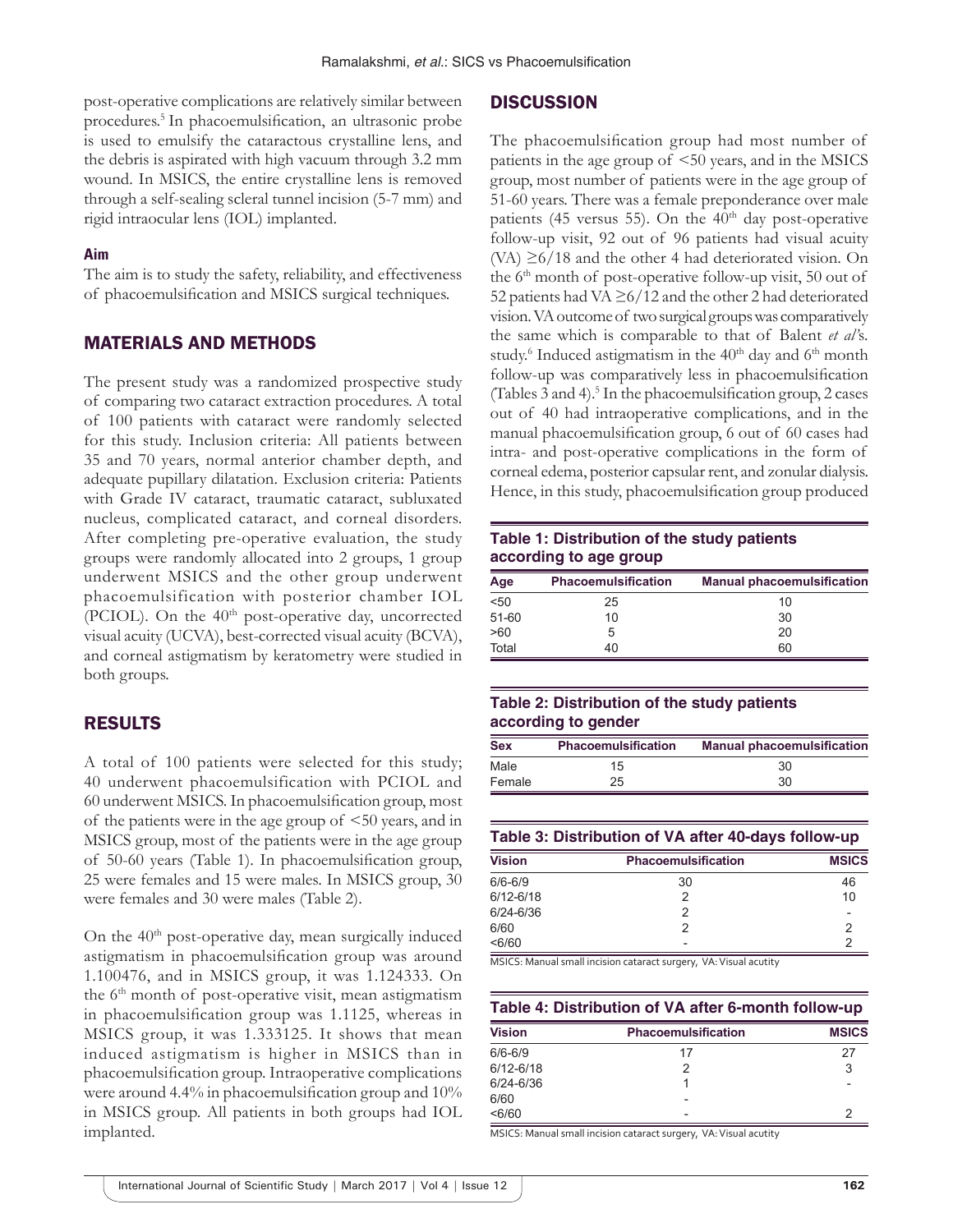post-operative complications are relatively similar between procedures.[5] In phacoemulsification, an ultrasonic probe is used to emulsify the cataractous crystalline lens, and the debris is aspirated with high vacuum through 3.2 mm wound. In MSICS, the entire crystalline lens is removed through a self-sealing scleral tunnel incision (5-7 mm) and rigid intraocular lens (IOL) implanted.

### Aim

The aim is to study the safety, reliability, and effectiveness of phacoemulsification and MSICS surgical techniques.

## MATERIALS AND METHODS

The present study was a randomized prospective study of comparing two cataract extraction procedures. A total of 100 patients with cataract were randomly selected for this study. Inclusion criteria: All patients between 35 and 70 years, normal anterior chamber depth, and adequate pupillary dilatation. Exclusion criteria: Patients with Grade IV cataract, traumatic cataract, subluxated nucleus, complicated cataract, and corneal disorders. After completing pre-operative evaluation, the study groups were randomly allocated into 2 groups, 1 group underwent MSICS and the other group underwent phacoemulsification with posterior chamber IOL (PCIOL). On the 40th post-operative day, uncorrected visual acuity (UCVA), best-corrected visual acuity (BCVA), and corneal astigmatism by keratometry were studied in both groups.

## RESULTS

A total of 100 patients were selected for this study; 40 underwent phacoemulsification with PCIOL and 60 underwent MSICS. In phacoemulsification group, most of the patients were in the age group of <50 years, and in MSICS group, most of the patients were in the age group of 50-60 years (Table 1). In phacoemulsification group, 25 were females and 15 were males. In MSICS group, 30 were females and 30 were males (Table 2).

On the 40th post-operative day, mean surgically induced astigmatism in phacoemulsification group was around 1.100476, and in MSICS group, it was 1.124333. On the 6th month of post-operative visit, mean astigmatism in phacoemulsification group was 1.1125, whereas in MSICS group, it was 1.333125. It shows that mean induced astigmatism is higher in MSICS than in phacoemulsification group. Intraoperative complications were around 4.4% in phacoemulsification group and 10% in MSICS group. All patients in both groups had IOL implanted.

## DISCUSSION

The phacoemulsification group had most number of patients in the age group of <50 years, and in the MSICS group, most number of patients were in the age group of 51-60 years. There was a female preponderance over male patients (45 versus 55). On the 40th day post-operative follow-up visit, 92 out of 96 patients had visual acuity (VA) ≥6/18 and the other 4 had deteriorated vision. On the 6th month of post-operative follow-up visit, 50 out of 52 patients had VA ≥6/12 and the other 2 had deteriorated vision. VA outcome of two surgical groups was comparatively the same which is comparable to that of Balent *et al*'s. study.[6] Induced astigmatism in the 40th day and 6th month follow-up was comparatively less in phacoemulsification (Tables 3 and 4).[5] In the phacoemulsification group, 2 cases out of 40 had intraoperative complications, and in the manual phacoemulsification group, 6 out of 60 cases had intra- and post-operative complications in the form of corneal edema, posterior capsular rent, and zonular dialysis. Hence, in this study, phacoemulsification group produced

**Table 1: Distribution of the study patients according to age group**

| Age | Phacoemulsification | Manual phacoemulsification |
|---|---|---|
| <50 | 25 | 10 |
| 51-60 | 10 | 30 |
| >60 | 5 | 20 |
| Total | 40 | 60 |

**Table 2: Distribution of the study patients according to gender**

| Sex | Phacoemulsification | Manual phacoemulsification |
|---|---|---|
| Male | 15 | 30 |
| Female | 25 | 30 |

**Table 3: Distribution of VA after 40-days follow-up**

| Vision | Phacoemulsification | MSICS |
|---|---|---|
| 6/6-6/9 | 30 | 46 |
| 6/12-6/18 | 2 | 10 |
| 6/24-6/36 | 2 | - |
| 6/60 | 2 | 2 |
| <6/60 | - | 2 |

MSICS: Manual small incision cataract surgery, VA: Visual acutity

**Table 4: Distribution of VA after 6-month follow-up**

| Vision | Phacoemulsification | MSICS |
|---|---|---|
| 6/6-6/9 | 17 | 27 |
| 6/12-6/18 | 2 | 3 |
| 6/24-6/36 | 1 | - |
| 6/60 | - | |
| <6/60 | - | 2 |

MSICS: Manual small incision cataract surgery, VA: Visual acutity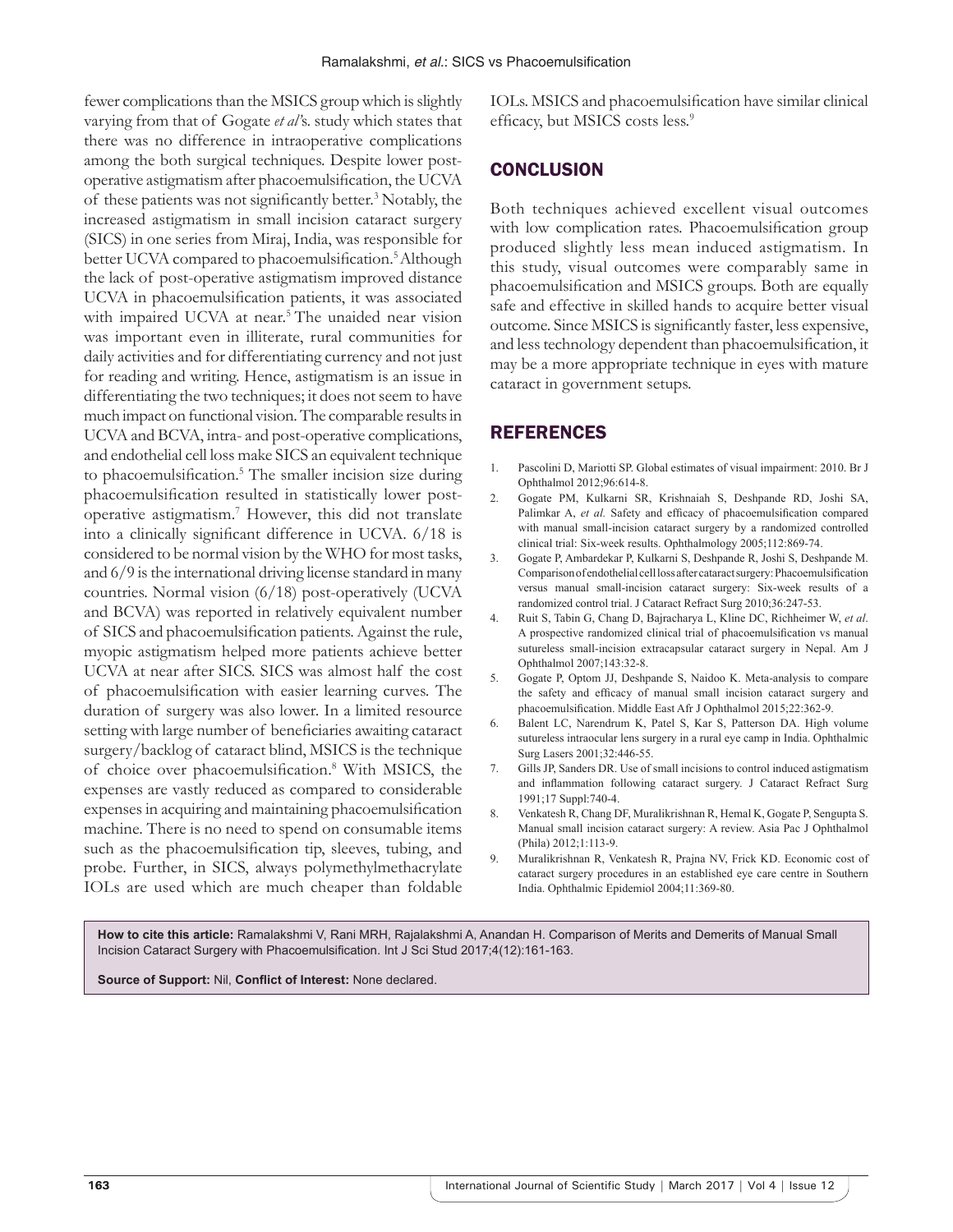fewer complications than the MSICS group which is slightly varying from that of Gogate *et al*'s. study which states that there was no difference in intraoperative complications among the both surgical techniques. Despite lower post-operative astigmatism after phacoemulsification, the UCVA of these patients was not significantly better.[3] Notably, the increased astigmatism in small incision cataract surgery (SICS) in one series from Miraj, India, was responsible for better UCVA compared to phacoemulsification.[5] Although the lack of post-operative astigmatism improved distance UCVA in phacoemulsification patients, it was associated with impaired UCVA at near.[5] The unaided near vision was important even in illiterate, rural communities for daily activities and for differentiating currency and not just for reading and writing. Hence, astigmatism is an issue in differentiating the two techniques; it does not seem to have much impact on functional vision. The comparable results in UCVA and BCVA, intra- and post-operative complications, and endothelial cell loss make SICS an equivalent technique to phacoemulsification.[5] The smaller incision size during phacoemulsification resulted in statistically lower post-operative astigmatism.[7] However, this did not translate into a clinically significant difference in UCVA. 6/18 is considered to be normal vision by the WHO for most tasks, and 6/9 is the international driving license standard in many countries. Normal vision (6/18) post-operatively (UCVA and BCVA) was reported in relatively equivalent number of SICS and phacoemulsification patients. Against the rule, myopic astigmatism helped more patients achieve better UCVA at near after SICS. SICS was almost half the cost of phacoemulsification with easier learning curves. The duration of surgery was also lower. In a limited resource setting with large number of beneficiaries awaiting cataract surgery/backlog of cataract blind, MSICS is the technique of choice over phacoemulsification.[8] With MSICS, the expenses are vastly reduced as compared to considerable expenses in acquiring and maintaining phacoemulsification machine. There is no need to spend on consumable items such as the phacoemulsification tip, sleeves, tubing, and probe. Further, in SICS, always polymethylmethacrylate IOLs are used which are much cheaper than foldable IOLs. MSICS and phacoemulsification have similar clinical efficacy, but MSICS costs less.[9]

## CONCLUSION

Both techniques achieved excellent visual outcomes with low complication rates. Phacoemulsification group produced slightly less mean induced astigmatism. In this study, visual outcomes were comparably same in phacoemulsification and MSICS groups. Both are equally safe and effective in skilled hands to acquire better visual outcome. Since MSICS is significantly faster, less expensive, and less technology dependent than phacoemulsification, it may be a more appropriate technique in eyes with mature cataract in government setups.

## REFERENCES

1. Pascolini D, Mariotti SP. Global estimates of visual impairment: 2010. Br J Ophthalmol 2012;96:614-8.
2. Gogate PM, Kulkarni SR, Krishnaiah S, Deshpande RD, Joshi SA, Palimkar A, *et al.* Safety and efficacy of phacoemulsification compared with manual small-incision cataract surgery by a randomized controlled clinical trial: Six-week results. Ophthalmology 2005;112:869-74.
3. Gogate P, Ambardekar P, Kulkarni S, Deshpande R, Joshi S, Deshpande M. Comparison of endothelial cell loss after cataract surgery: Phacoemulsification versus manual small-incision cataract surgery: Six-week results of a randomized control trial. J Cataract Refract Surg 2010;36:247-53.
4. Ruit S, Tabin G, Chang D, Bajracharya L, Kline DC, Richheimer W, *et al*. A prospective randomized clinical trial of phacoemulsification vs manual sutureless small-incision extracapsular cataract surgery in Nepal. Am J Ophthalmol 2007;143:32-8.
5. Gogate P, Optom JJ, Deshpande S, Naidoo K. Meta-analysis to compare the safety and efficacy of manual small incision cataract surgery and phacoemulsification. Middle East Afr J Ophthalmol 2015;22:362-9.
6. Balent LC, Narendrum K, Patel S, Kar S, Patterson DA. High volume sutureless intraocular lens surgery in a rural eye camp in India. Ophthalmic Surg Lasers 2001;32:446-55.
7. Gills JP, Sanders DR. Use of small incisions to control induced astigmatism and inflammation following cataract surgery. J Cataract Refract Surg 1991;17 Suppl:740-4.
8. Venkatesh R, Chang DF, Muralikrishnan R, Hemal K, Gogate P, Sengupta S. Manual small incision cataract surgery: A review. Asia Pac J Ophthalmol (Phila) 2012;1:113-9.
9. Muralikrishnan R, Venkatesh R, Prajna NV, Frick KD. Economic cost of cataract surgery procedures in an established eye care centre in Southern India. Ophthalmic Epidemiol 2004;11:369-80.

**How to cite this article:** Ramalakshmi V, Rani MRH, Rajalakshmi A, Anandan H. Comparison of Merits and Demerits of Manual Small Incision Cataract Surgery with Phacoemulsification. Int J Sci Stud 2017;4(12):161-163.

**Source of Support:** Nil, **Conflict of Interest:** None declared.